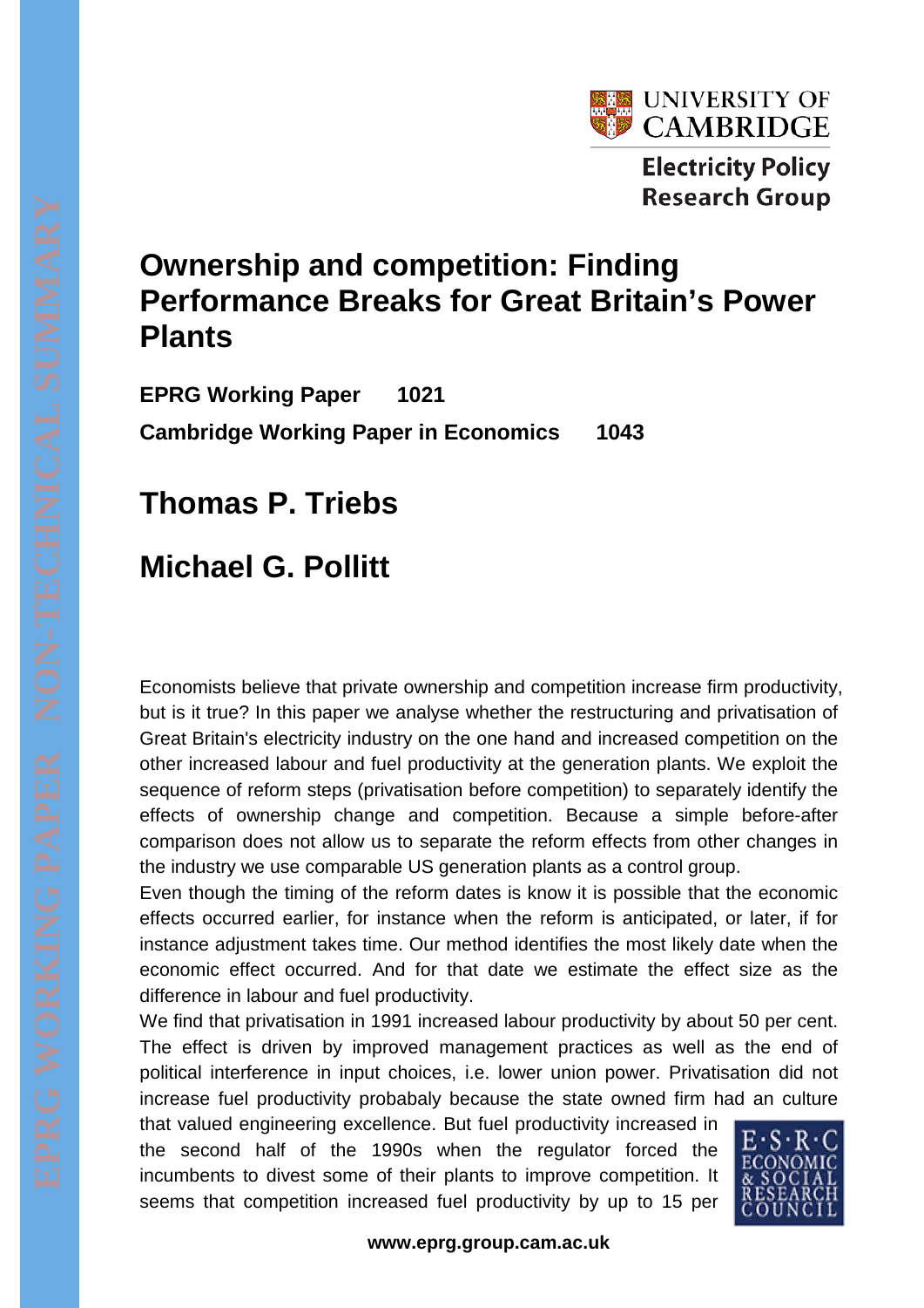# Ownership and competition: Finding Performance Breaks for Great Britain's Power Plants

**EPRG Working Paper 1021**

**Cambridge Working Paper in Economics 1043**

## Thomas P. Triebs

## Michael G. Pollitt

Economists believe that private ownership and competition increase firm productivity, but is it true? In this paper we analyse whether the restructuring and privatisation of Great Britain's electricity industry on the one hand and increased competition on the other increased labour and fuel productivity at the generation plants. We exploit the sequence of reform steps (privatisation before competition) to separately identify the effects of ownership change and competition. Because a simple before-after comparison does not allow us to separate the reform effects from other changes in the industry we use comparable US generation plants as a control group.

Even though the timing of the reform dates is know it is possible that the economic effects occurred earlier, for instance when the reform is anticipated, or later, if for instance adjustment takes time. Our method identifies the most likely date when the economic effect occurred. And for that date we estimate the effect size as the difference in labour and fuel productivity.

We find that privatisation in 1991 increased labour productivity by about 50 per cent. The effect is driven by improved management practices as well as the end of political interference in input choices, i.e. lower union power. Privatisation did not increase fuel productivity probabaly because the state owned firm had an culture that valued engineering excellence. But fuel productivity increased in the second half of the 1990s when the regulator forced the incumbents to divest some of their plants to improve competition. It seems that competition increased fuel productivity by up to 15 per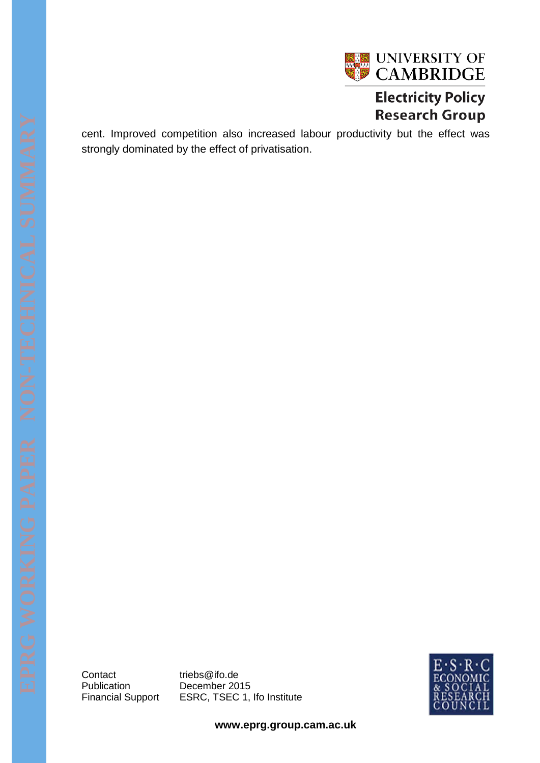cent. Improved competition also increased labour productivity but the effect was strongly dominated by the effect of privatisation.

Contact triebs@ifo.de
Publication December 2015
Financial Support ESRC, TSEC 1, Ifo Institute

www.eprg.group.cam.ac.uk